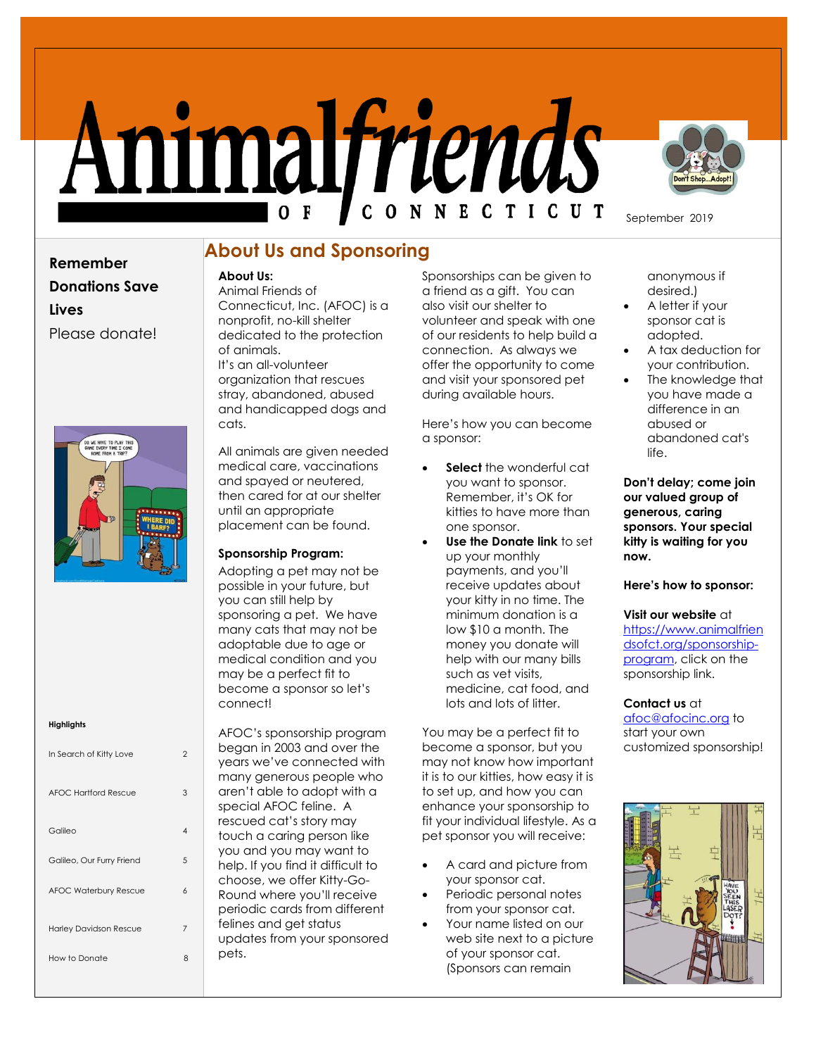# Animal friends OF CONNECTICUT

September 2019

**Remember Donations Save Lives**

Please donate!

**Highlights**

| | |
|---|---|
| In Search of Kitty Love | 2 |
| AFOC Hartford Rescue | 3 |
| Galileo | 4 |
| Galileo, Our Furry Friend | 5 |
| AFOC Waterbury Rescue | 6 |
| Harley Davidson Rescue | 7 |
| How to Donate | 8 |

## About Us and Sponsoring

**About Us:**

Animal Friends of Connecticut, Inc. (AFOC) is a nonprofit, no-kill shelter dedicated to the protection of animals.

It's an all-volunteer organization that rescues stray, abandoned, abused and handicapped dogs and cats.

All animals are given needed medical care, vaccinations and spayed or neutered, then cared for at our shelter until an appropriate placement can be found.

**Sponsorship Program:**

Adopting a pet may not be possible in your future, but you can still help by sponsoring a pet. We have many cats that may not be adoptable due to age or medical condition and you may be a perfect fit to become a sponsor so let's connect!

AFOC's sponsorship program began in 2003 and over the years we've connected with many generous people who aren't able to adopt with a special AFOC feline. A rescued cat's story may touch a caring person like you and you may want to help. If you find it difficult to choose, we offer Kitty-Go-Round where you'll receive periodic cards from different felines and get status updates from your sponsored pets.

Sponsorships can be given to a friend as a gift. You can also visit our shelter to volunteer and speak with one of our residents to help build a connection. As always we offer the opportunity to come and visit your sponsored pet during available hours.

Here's how you can become a sponsor:

- **Select** the wonderful cat you want to sponsor. Remember, it's OK for kitties to have more than one sponsor.
- **Use the Donate link** to set up your monthly payments, and you'll receive updates about your kitty in no time. The minimum donation is a low $10 a month. The money you donate will help with our many bills such as vet visits, medicine, cat food, and lots and lots of litter.

You may be a perfect fit to become a sponsor, but you may not know how important it is to our kitties, how easy it is to set up, and how you can enhance your sponsorship to fit your individual lifestyle. As a pet sponsor you will receive:

- A card and picture from your sponsor cat.
- Periodic personal notes from your sponsor cat.
- Your name listed on our web site next to a picture of your sponsor cat. (Sponsors can remain anonymous if desired.)
- A letter if your sponsor cat is adopted.
- A tax deduction for your contribution.
- The knowledge that you have made a difference in an abused or abandoned cat's life.

**Don't delay; come join our valued group of generous, caring sponsors. Your special kitty is waiting for you now.**

**Here's how to sponsor:**

**Visit our website** at https://www.animalfriendsofct.org/sponsorship-program, click on the sponsorship link.

**Contact us** at afoc@afocinc.org to start your own customized sponsorship!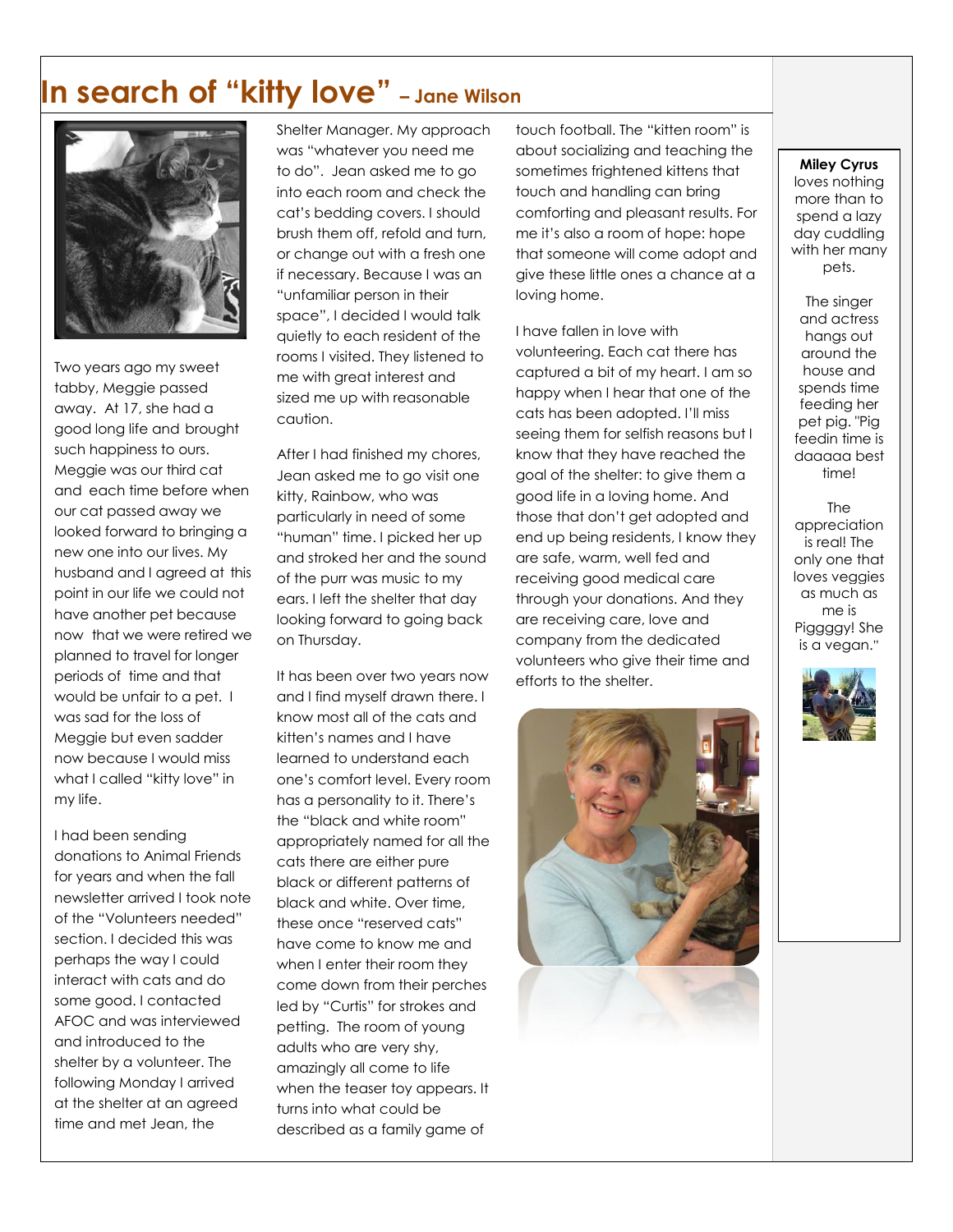# In search of "kitty love" – Jane Wilson

Two years ago my sweet tabby, Meggie passed away. At 17, she had a good long life and brought such happiness to ours. Meggie was our third cat and each time before when our cat passed away we looked forward to bringing a new one into our lives. My husband and I agreed at this point in our life we could not have another pet because now that we were retired we planned to travel for longer periods of time and that would be unfair to a pet. I was sad for the loss of Meggie but even sadder now because I would miss what I called "kitty love" in my life.

I had been sending donations to Animal Friends for years and when the fall newsletter arrived I took note of the "Volunteers needed" section. I decided this was perhaps the way I could interact with cats and do some good. I contacted AFOC and was interviewed and introduced to the shelter by a volunteer. The following Monday I arrived at the shelter at an agreed time and met Jean, the Shelter Manager. My approach was "whatever you need me to do". Jean asked me to go into each room and check the cat's bedding covers. I should brush them off, refold and turn, or change out with a fresh one if necessary. Because I was an "unfamiliar person in their space", I decided I would talk quietly to each resident of the rooms I visited. They listened to me with great interest and sized me up with reasonable caution.

After I had finished my chores, Jean asked me to go visit one kitty, Rainbow, who was particularly in need of some "human" time. I picked her up and stroked her and the sound of the purr was music to my ears. I left the shelter that day looking forward to going back on Thursday.

It has been over two years now and I find myself drawn there. I know most all of the cats and kitten's names and I have learned to understand each one's comfort level. Every room has a personality to it. There's the "black and white room" appropriately named for all the cats there are either pure black or different patterns of black and white. Over time, these once "reserved cats" have come to know me and when I enter their room they come down from their perches led by "Curtis" for strokes and petting. The room of young adults who are very shy, amazingly all come to life when the teaser toy appears. It turns into what could be described as a family game of touch football. The "kitten room" is about socializing and teaching the sometimes frightened kittens that touch and handling can bring comforting and pleasant results. For me it's also a room of hope: hope that someone will come adopt and give these little ones a chance at a loving home.

I have fallen in love with volunteering. Each cat there has captured a bit of my heart. I am so happy when I hear that one of the cats has been adopted. I'll miss seeing them for selfish reasons but I know that they have reached the goal of the shelter: to give them a good life in a loving home. And those that don't get adopted and end up being residents, I know they are safe, warm, well fed and receiving good medical care through your donations. And they are receiving care, love and company from the dedicated volunteers who give their time and efforts to the shelter.

---

**Miley Cyrus** loves nothing more than to spend a lazy day cuddling with her many pets.

The singer and actress hangs out around the house and spends time feeding her pet pig. "Pig feedin time is daaaaa best time!

The appreciation is real! The only one that loves veggies as much as me is Piggggy! She is a vegan."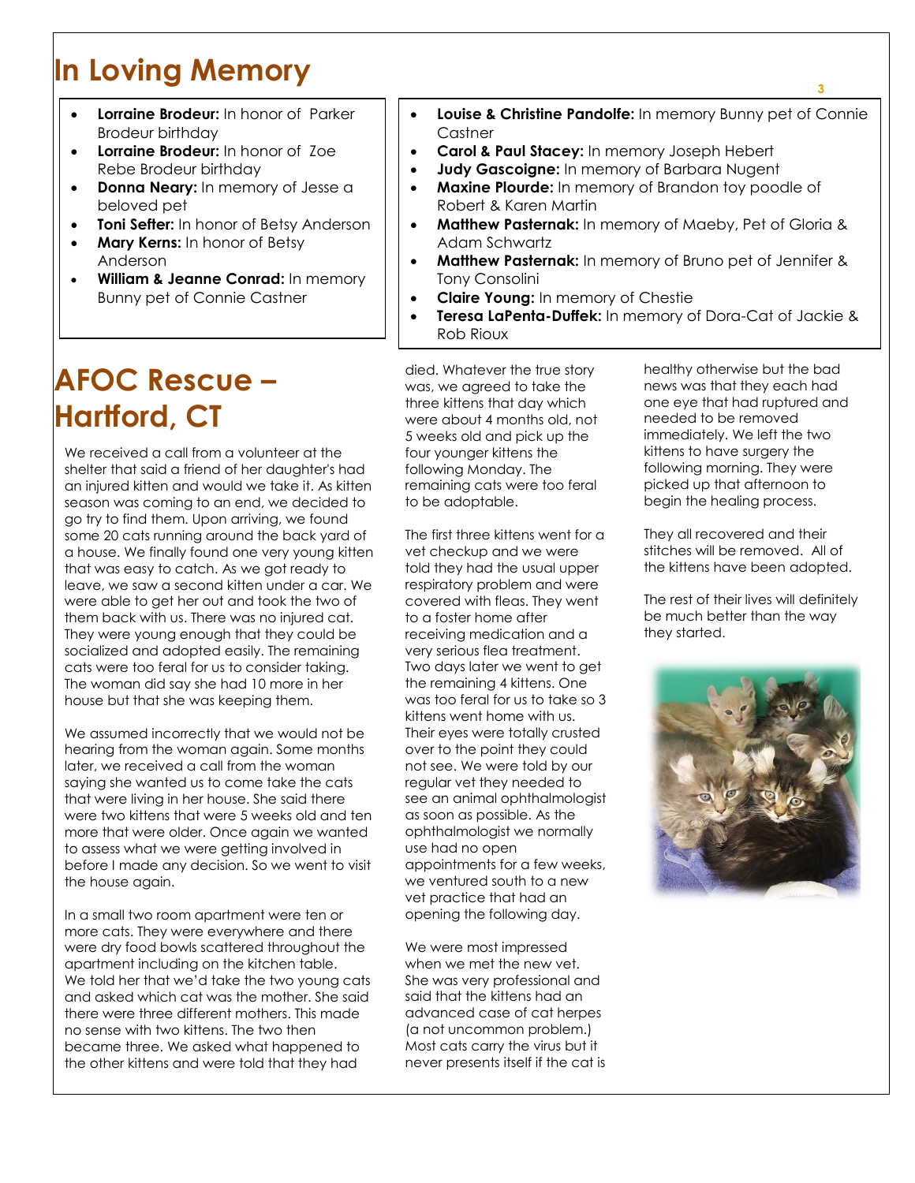# In Loving Memory

- **Lorraine Brodeur:** In honor of Parker Brodeur birthday
- **Lorraine Brodeur:** In honor of Zoe Rebe Brodeur birthday
- **Donna Neary:** In memory of Jesse a beloved pet
- **Toni Sefter:** In honor of Betsy Anderson
- **Mary Kerns:** In honor of Betsy Anderson
- **William & Jeanne Conrad:** In memory Bunny pet of Connie Castner
- **Louise & Christine Pandolfe:** In memory Bunny pet of Connie Castner
- **Carol & Paul Stacey:** In memory Joseph Hebert
- **Judy Gascoigne:** In memory of Barbara Nugent
- **Maxine Plourde:** In memory of Brandon toy poodle of Robert & Karen Martin
- **Matthew Pasternak:** In memory of Maeby, Pet of Gloria & Adam Schwartz
- **Matthew Pasternak:** In memory of Bruno pet of Jennifer & Tony Consolini
- **Claire Young:** In memory of Chestie
- **Teresa LaPenta-Duffek:** In memory of Dora-Cat of Jackie & Rob Rioux

# AFOC Rescue – Hartford, CT

We received a call from a volunteer at the shelter that said a friend of her daughter's had an injured kitten and would we take it. As kitten season was coming to an end, we decided to go try to find them. Upon arriving, we found some 20 cats running around the back yard of a house. We finally found one very young kitten that was easy to catch. As we got ready to leave, we saw a second kitten under a car. We were able to get her out and took the two of them back with us. There was no injured cat. They were young enough that they could be socialized and adopted easily. The remaining cats were too feral for us to consider taking. The woman did say she had 10 more in her house but that she was keeping them.

We assumed incorrectly that we would not be hearing from the woman again. Some months later, we received a call from the woman saying she wanted us to come take the cats that were living in her house. She said there were two kittens that were 5 weeks old and ten more that were older. Once again we wanted to assess what we were getting involved in before I made any decision. So we went to visit the house again.

In a small two room apartment were ten or more cats. They were everywhere and there were dry food bowls scattered throughout the apartment including on the kitchen table. We told her that we'd take the two young cats and asked which cat was the mother. She said there were three different mothers. This made no sense with two kittens. The two then became three. We asked what happened to the other kittens and were told that they had died. Whatever the true story was, we agreed to take the three kittens that day which were about 4 months old, not 5 weeks old and pick up the four younger kittens the following Monday. The remaining cats were too feral to be adoptable.

The first three kittens went for a vet checkup and we were told they had the usual upper respiratory problem and were covered with fleas. They went to a foster home after receiving medication and a very serious flea treatment. Two days later we went to get the remaining 4 kittens. One was too feral for us to take so 3 kittens went home with us. Their eyes were totally crusted over to the point they could not see. We were told by our regular vet they needed to see an animal ophthalmologist as soon as possible. As the ophthalmologist we normally use had no open appointments for a few weeks, we ventured south to a new vet practice that had an opening the following day.

We were most impressed when we met the new vet. She was very professional and said that the kittens had an advanced case of cat herpes (a not uncommon problem.) Most cats carry the virus but it never presents itself if the cat is healthy otherwise but the bad news was that they each had one eye that had ruptured and needed to be removed immediately. We left the two kittens to have surgery the following morning. They were picked up that afternoon to begin the healing process.

They all recovered and their stitches will be removed. All of the kittens have been adopted.

The rest of their lives will definitely be much better than the way they started.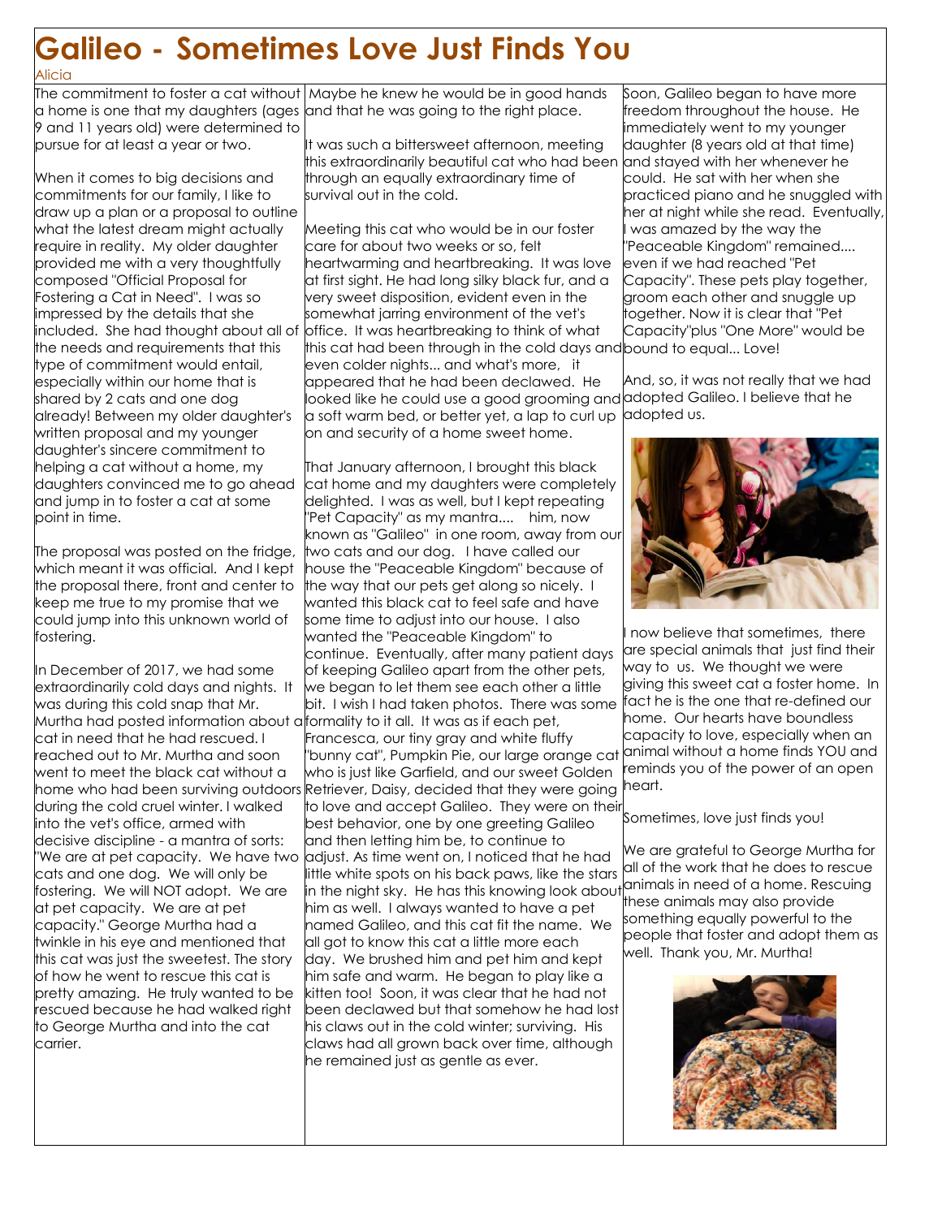# Galileo - Sometimes Love Just Finds You

Alicia

The commitment to foster a cat without a home is one that my daughters (ages 9 and 11 years old) were determined to pursue for at least a year or two.

When it comes to big decisions and commitments for our family, I like to draw up a plan or a proposal to outline what the latest dream might actually require in reality. My older daughter provided me with a very thoughtfully composed "Official Proposal for Fostering a Cat in Need". I was so impressed by the details that she included. She had thought about all of the needs and requirements that this type of commitment would entail, especially within our home that is shared by 2 cats and one dog already! Between my older daughter's written proposal and my younger daughter's sincere commitment to helping a cat without a home, my daughters convinced me to go ahead and jump in to foster a cat at some point in time.

The proposal was posted on the fridge, which meant it was official. And I kept the proposal there, front and center to keep me true to my promise that we could jump into this unknown world of fostering.

In December of 2017, we had some extraordinarily cold days and nights. It was during this cold snap that Mr. Murtha had posted information about a cat in need that he had rescued. I reached out to Mr. Murtha and soon went to meet the black cat without a home who had been surviving outdoors during the cold cruel winter. I walked into the vet's office, armed with decisive discipline - a mantra of sorts: "We are at pet capacity. We have two cats and one dog. We will only be fostering. We will NOT adopt. We are at pet capacity. We are at pet capacity." George Murtha had a twinkle in his eye and mentioned that this cat was just the sweetest. The story of how he went to rescue this cat is pretty amazing. He truly wanted to be rescued because he had walked right to George Murtha and into the cat carrier. Maybe he knew he would be in good hands and that he was going to the right place.

It was such a bittersweet afternoon, meeting this extraordinarily beautiful cat who had been through an equally extraordinary time of survival out in the cold.

Meeting this cat who would be in our foster care for about two weeks or so, felt heartwarming and heartbreaking. It was love at first sight. He had long silky black fur, and a very sweet disposition, evident even in the somewhat jarring environment of the vet's office. It was heartbreaking to think of what this cat had been through in the cold days and even colder nights... and what's more, it appeared that he had been declawed. He looked like he could use a good grooming and a soft warm bed, or better yet, a lap to curl up on and security of a home sweet home.

That January afternoon, I brought this black cat home and my daughters were completely delighted. I was as well, but I kept repeating "Pet Capacity" as my mantra.... him, now known as "Galileo" in one room, away from our two cats and our dog. I have called our house the "Peaceable Kingdom" because of the way that our pets get along so nicely. I wanted this black cat to feel safe and have some time to adjust into our house. I also wanted the "Peaceable Kingdom" to continue. Eventually, after many patient days of keeping Galileo apart from the other pets, we began to let them see each other a little bit. I wish I had taken photos. There was some formality to it all. It was as if each pet, Francesca, our tiny gray and white fluffy "bunny cat", Pumpkin Pie, our large orange cat who is just like Garfield, and our sweet Golden Retriever, Daisy, decided that they were going to love and accept Galileo. They were on their best behavior, one by one greeting Galileo and then letting him be, to continue to adjust. As time went on, I noticed that he had little white spots on his back paws, like the stars in the night sky. He has this knowing look about him as well. I always wanted to have a pet named Galileo, and this cat fit the name. We all got to know this cat a little more each day. We brushed him and pet him and kept him safe and warm. He began to play like a kitten too! Soon, it was clear that he had not been declawed but that somehow he had lost his claws out in the cold winter; surviving. His claws had all grown back over time, although he remained just as gentle as ever.

Soon, Galileo began to have more freedom throughout the house. He immediately went to my younger daughter (8 years old at that time) and stayed with her whenever he could. He sat with her when she practiced piano and he snuggled with her at night while she read. Eventually, I was amazed by the way the "Peaceable Kingdom" remained.... even if we had reached "Pet Capacity". These pets play together, groom each other and snuggle up together. Now it is clear that "Pet Capacity"plus "One More" would be bound to equal... Love!

And, so, it was not really that we had adopted Galileo. I believe that he adopted us.

I now believe that sometimes, there are special animals that just find their way to us. We thought we were giving this sweet cat a foster home. In fact he is the one that re-defined our home. Our hearts have boundless capacity to love, especially when an animal without a home finds YOU and reminds you of the power of an open heart.

Sometimes, love just finds you!

We are grateful to George Murtha for all of the work that he does to rescue animals in need of a home. Rescuing these animals may also provide something equally powerful to the people that foster and adopt them as well. Thank you, Mr. Murtha!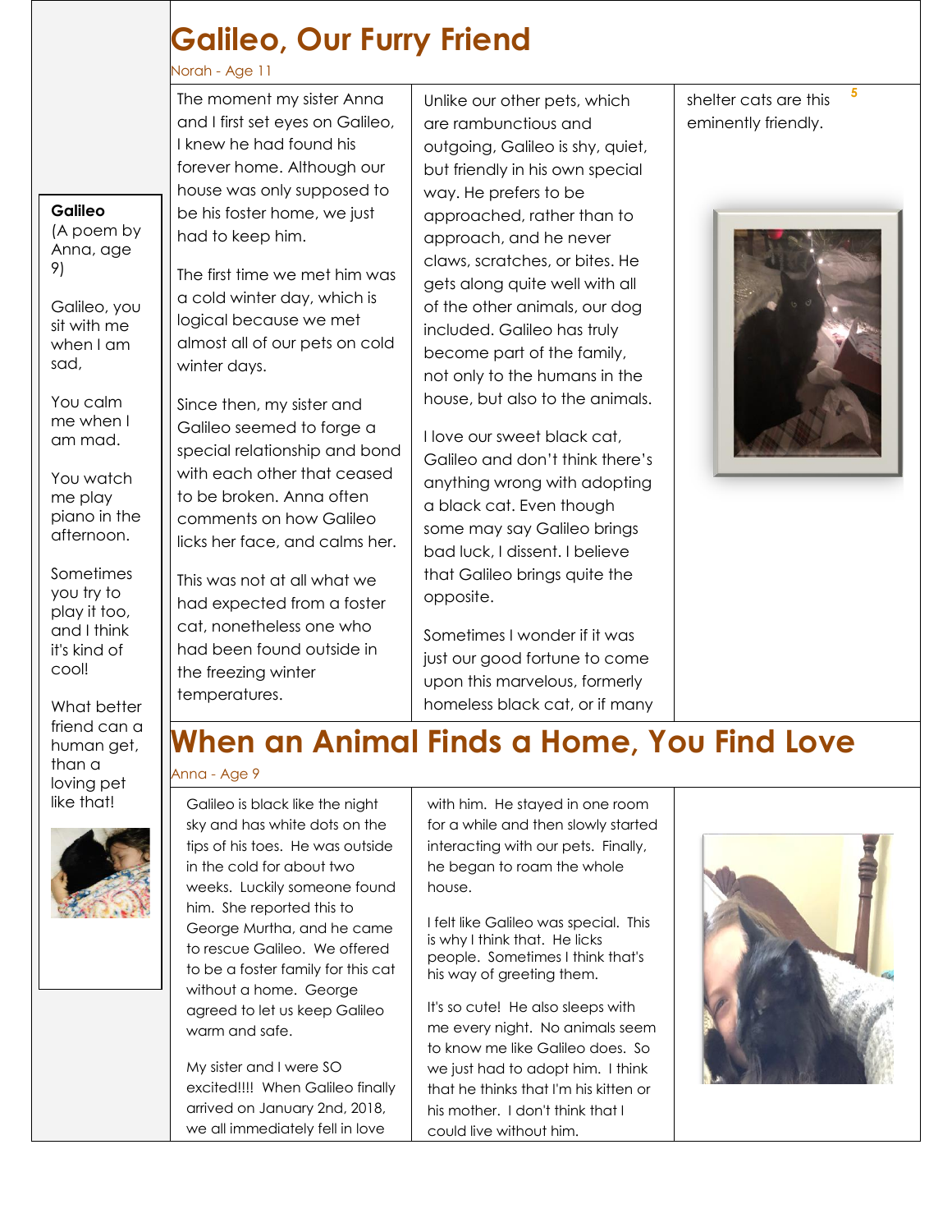# Galileo, Our Furry Friend

Norah - Age 11

The moment my sister Anna and I first set eyes on Galileo, I knew he had found his forever home. Although our house was only supposed to be his foster home, we just had to keep him.

The first time we met him was a cold winter day, which is logical because we met almost all of our pets on cold winter days.

Since then, my sister and Galileo seemed to forge a special relationship and bond with each other that ceased to be broken. Anna often comments on how Galileo licks her face, and calms her.

This was not at all what we had expected from a foster cat, nonetheless one who had been found outside in the freezing winter temperatures.

Unlike our other pets, which are rambunctious and outgoing, Galileo is shy, quiet, but friendly in his own special way. He prefers to be approached, rather than to approach, and he never claws, scratches, or bites. He gets along quite well with all of the other animals, our dog included. Galileo has truly become part of the family, not only to the humans in the house, but also to the animals.

I love our sweet black cat, Galileo and don't think there's anything wrong with adopting a black cat. Even though some may say Galileo brings bad luck, I dissent. I believe that Galileo brings quite the opposite.

Sometimes I wonder if it was just our good fortune to come upon this marvelous, formerly homeless black cat, or if many shelter cats are this eminently friendly.

**Galileo**
(A poem by Anna, age 9)

Galileo, you sit with me when I am sad,

You calm me when I am mad.

You watch me play piano in the afternoon.

Sometimes you try to play it too, and I think it's kind of cool!

What better friend can a human get, than a loving pet like that!

# When an Animal Finds a Home, You Find Love

Anna - Age 9

Galileo is black like the night sky and has white dots on the tips of his toes. He was outside in the cold for about two weeks. Luckily someone found him. She reported this to George Murtha, and he came to rescue Galileo. We offered to be a foster family for this cat without a home. George agreed to let us keep Galileo warm and safe.

My sister and I were SO excited!!!! When Galileo finally arrived on January 2nd, 2018, we all immediately fell in love with him. He stayed in one room for a while and then slowly started interacting with our pets. Finally, he began to roam the whole house.

I felt like Galileo was special. This is why I think that. He licks people. Sometimes I think that's his way of greeting them.

It's so cute! He also sleeps with me every night. No animals seem to know me like Galileo does. So we just had to adopt him. I think that he thinks that I'm his kitten or his mother. I don't think that I could live without him.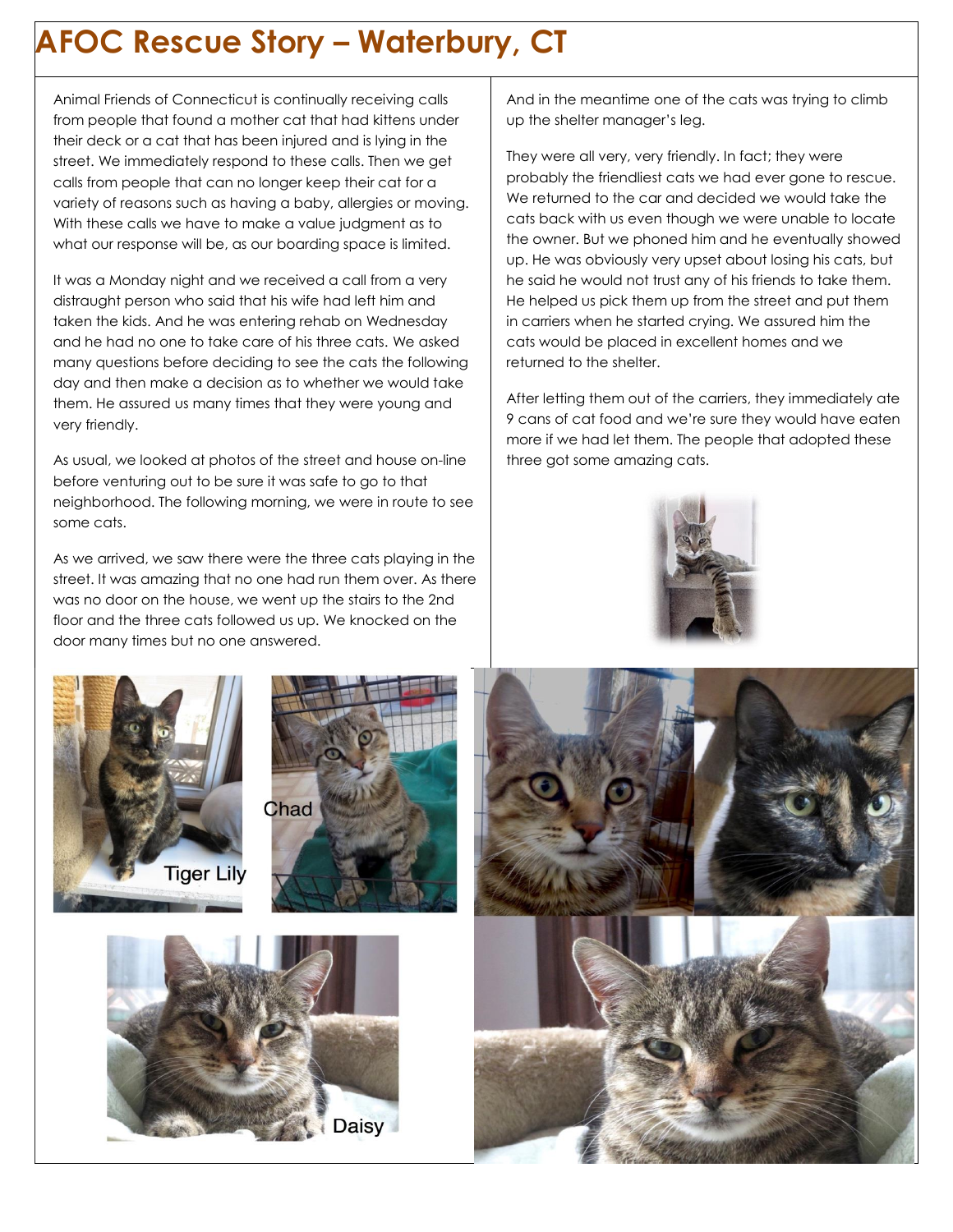# AFOC Rescue Story – Waterbury, CT

Animal Friends of Connecticut is continually receiving calls from people that found a mother cat that had kittens under their deck or a cat that has been injured and is lying in the street. We immediately respond to these calls. Then we get calls from people that can no longer keep their cat for a variety of reasons such as having a baby, allergies or moving. With these calls we have to make a value judgment as to what our response will be, as our boarding space is limited.

It was a Monday night and we received a call from a very distraught person who said that his wife had left him and taken the kids. And he was entering rehab on Wednesday and he had no one to take care of his three cats. We asked many questions before deciding to see the cats the following day and then make a decision as to whether we would take them. He assured us many times that they were young and very friendly.

As usual, we looked at photos of the street and house on-line before venturing out to be sure it was safe to go to that neighborhood. The following morning, we were in route to see some cats.

As we arrived, we saw there were the three cats playing in the street. It was amazing that no one had run them over. As there was no door on the house, we went up the stairs to the 2nd floor and the three cats followed us up. We knocked on the door many times but no one answered.

And in the meantime one of the cats was trying to climb up the shelter manager's leg.

They were all very, very friendly. In fact; they were probably the friendliest cats we had ever gone to rescue. We returned to the car and decided we would take the cats back with us even though we were unable to locate the owner. But we phoned him and he eventually showed up. He was obviously very upset about losing his cats, but he said he would not trust any of his friends to take them. He helped us pick them up from the street and put them in carriers when he started crying. We assured him the cats would be placed in excellent homes and we returned to the shelter.

After letting them out of the carriers, they immediately ate 9 cans of cat food and we're sure they would have eaten more if we had let them. The people that adopted these three got some amazing cats.

Tiger Lily

Chad

Daisy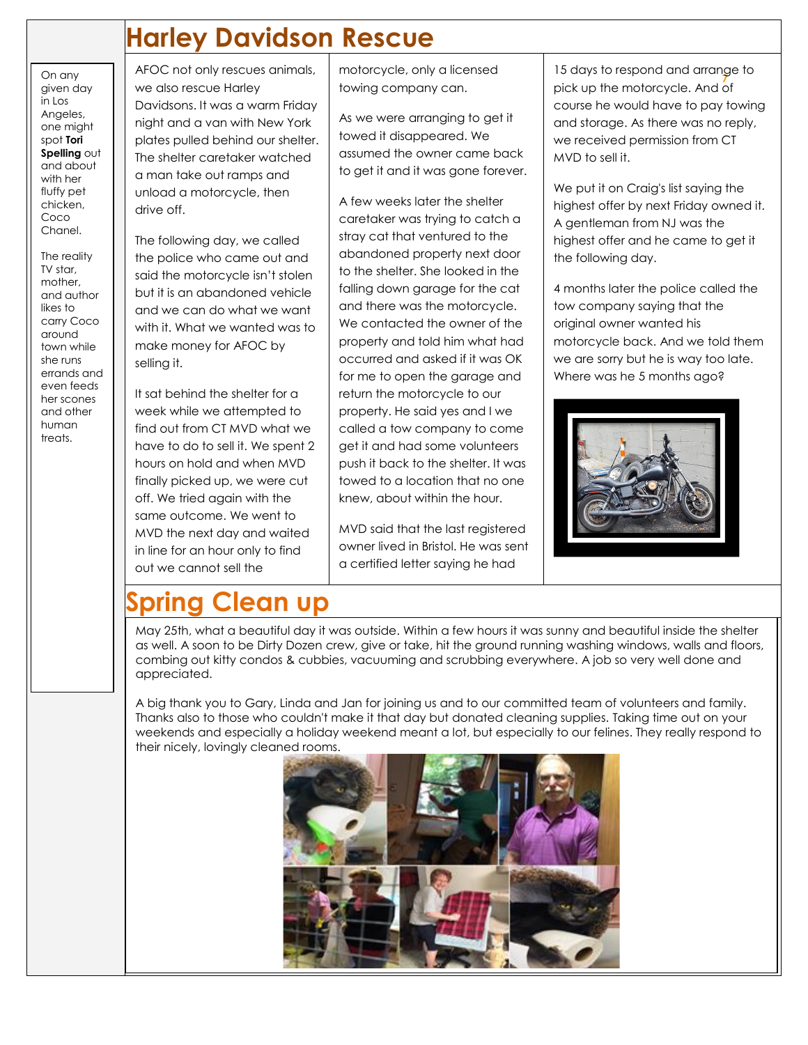On any given day in Los Angeles, one might spot **Tori Spelling** out and about with her fluffy pet chicken, Coco Chanel.

The reality TV star, mother, and author likes to carry Coco around town while she runs errands and even feeds her scones and other human treats.

# Harley Davidson Rescue

AFOC not only rescues animals, we also rescue Harley Davidsons. It was a warm Friday night and a van with New York plates pulled behind our shelter. The shelter caretaker watched a man take out ramps and unload a motorcycle, then drive off.

The following day, we called the police who came out and said the motorcycle isn't stolen but it is an abandoned vehicle and we can do what we want with it. What we wanted was to make money for AFOC by selling it.

It sat behind the shelter for a week while we attempted to find out from CT MVD what we have to do to sell it. We spent 2 hours on hold and when MVD finally picked up, we were cut off. We tried again with the same outcome. We went to MVD the next day and waited in line for an hour only to find out we cannot sell the motorcycle, only a licensed towing company can.

As we were arranging to get it towed it disappeared. We assumed the owner came back to get it and it was gone forever.

A few weeks later the shelter caretaker was trying to catch a stray cat that ventured to the abandoned property next door to the shelter. She looked in the falling down garage for the cat and there was the motorcycle. We contacted the owner of the property and told him what had occurred and asked if it was OK for me to open the garage and return the motorcycle to our property. He said yes and I we called a tow company to come get it and had some volunteers push it back to the shelter. It was towed to a location that no one knew, about within the hour.

MVD said that the last registered owner lived in Bristol. He was sent a certified letter saying he had 15 days to respond and arrange to pick up the motorcycle. And of course he would have to pay towing and storage. As there was no reply, we received permission from CT MVD to sell it.

We put it on Craig's list saying the highest offer by next Friday owned it. A gentleman from NJ was the highest offer and he came to get it the following day.

4 months later the police called the tow company saying that the original owner wanted his motorcycle back. And we told them we are sorry but he is way too late. Where was he 5 months ago?

# Spring Clean up

May 25th, what a beautiful day it was outside. Within a few hours it was sunny and beautiful inside the shelter as well. A soon to be Dirty Dozen crew, give or take, hit the ground running washing windows, walls and floors, combing out kitty condos & cubbies, vacuuming and scrubbing everywhere. A job so very well done and appreciated.

A big thank you to Gary, Linda and Jan for joining us and to our committed team of volunteers and family. Thanks also to those who couldn't make it that day but donated cleaning supplies. Taking time out on your weekends and especially a holiday weekend meant a lot, but especially to our felines. They really respond to their nicely, lovingly cleaned rooms.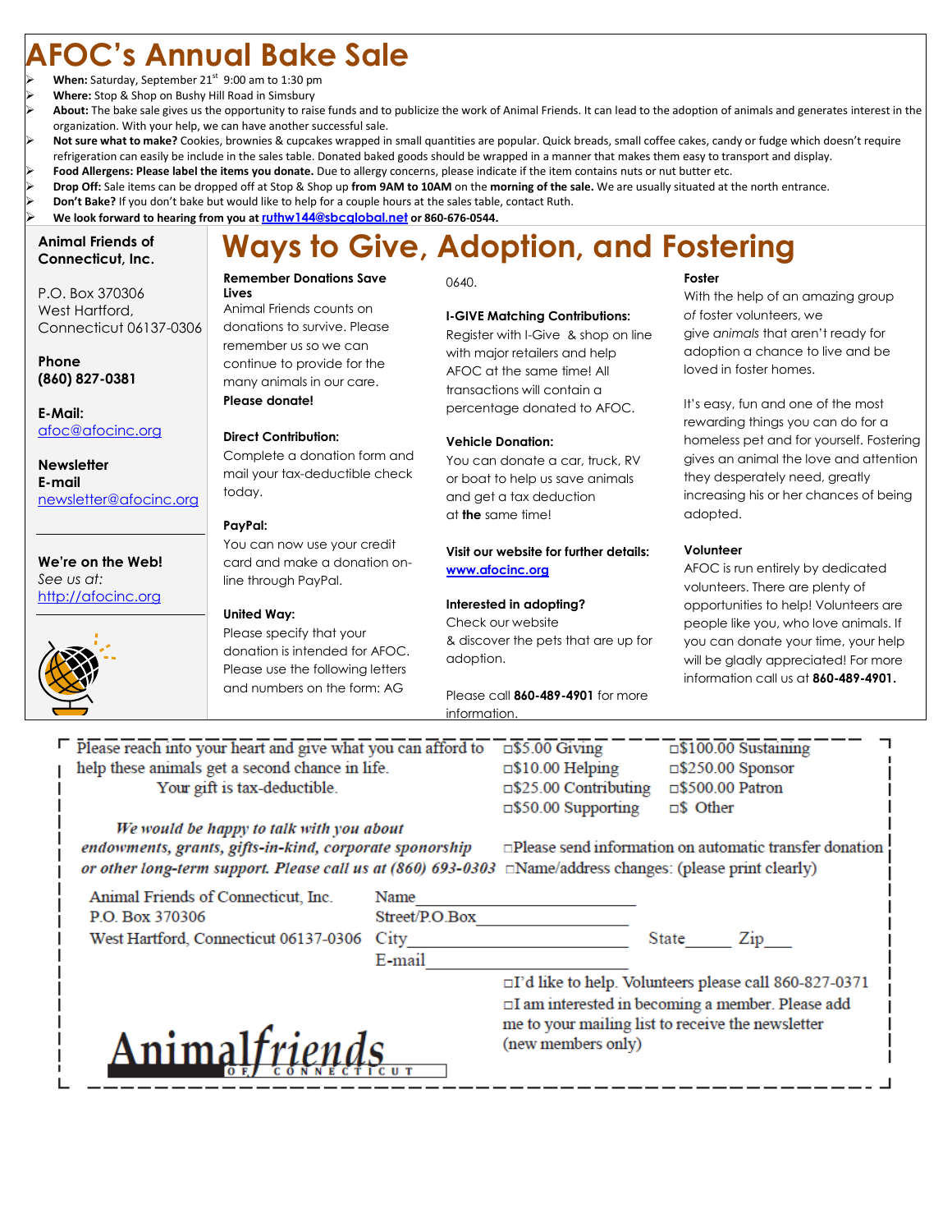# AFOC's Annual Bake Sale

- **When:** Saturday, September 21st 9:00 am to 1:30 pm
- **Where:** Stop & Shop on Bushy Hill Road in Simsbury
- **About:** The bake sale gives us the opportunity to raise funds and to publicize the work of Animal Friends. It can lead to the adoption of animals and generates interest in the organization. With your help, we can have another successful sale.
- **Not sure what to make?** Cookies, brownies & cupcakes wrapped in small quantities are popular. Quick breads, small coffee cakes, candy or fudge which doesn't require refrigeration can easily be include in the sales table. Donated baked goods should be wrapped in a manner that makes them easy to transport and display.
- **Food Allergens: Please label the items you donate.** Due to allergy concerns, please indicate if the item contains nuts or nut butter etc.
- **Drop Off:** Sale items can be dropped off at Stop & Shop up **from 9AM to 10AM** on the **morning of the sale.** We are usually situated at the north entrance.
- **Don't Bake?** If you don't bake but would like to help for a couple hours at the sales table, contact Ruth.
- **We look forward to hearing from you at [ruthw144@sbcglobal.net](mailto:ruthw144@sbcglobal.net) or 860-676-0544.**

**Animal Friends of Connecticut, Inc.**

P.O. Box 370306
West Hartford,
Connecticut 06137-0306

**Phone**
**(860) 827-0381**

**E-Mail:**
afoc@afocinc.org

**Newsletter E-mail**
newsletter@afocinc.org

**We're on the Web!**
*See us at:*
http://afocinc.org

# Ways to Give, Adoption, and Fostering

**Remember Donations Save Lives**
Animal Friends counts on donations to survive. Please remember us so we can continue to provide for the many animals in our care.
**Please donate!**

**Direct Contribution:**
Complete a donation form and mail your tax-deductible check today.

**PayPal:**
You can now use your credit card and make a donation on-line through PayPal.

**United Way:**
Please specify that your donation is intended for AFOC. Please use the following letters and numbers on the form: AG 0640.

**I-GIVE Matching Contributions:**
Register with I-Give & shop on line with major retailers and help AFOC at the same time! All transactions will contain a percentage donated to AFOC.

**Vehicle Donation:**
You can donate a car, truck, RV or boat to help us save animals and get a tax deduction at **the** same time!

**Visit our website for further details:**
**www.afocinc.org**

**Interested in adopting?**
Check our website & discover the pets that are up for adoption.

Please call **860-489-4901** for more information.

**Foster**
With the help of an amazing group of foster volunteers, we give *animals* that aren't ready for adoption a chance to live and be loved in foster homes.

It's easy, fun and one of the most rewarding things you can do for a homeless pet and for yourself. Fostering gives an animal the love and attention they desperately need, greatly increasing his or her chances of being adopted.

**Volunteer**
AFOC is run entirely by dedicated volunteers. There are plenty of opportunities to help! Volunteers are people like you, who love animals. If you can donate your time, your help will be gladly appreciated! For more information call us at **860-489-4901.**

---

Please reach into your heart and give what you can afford to help these animals get a second chance in life.
Your gift is tax-deductible.

- □$5.00 Giving
- □$10.00 Helping
- □$25.00 Contributing
- □$50.00 Supporting
- □$100.00 Sustaining
- □$250.00 Sponsor
- □$500.00 Patron
- □$ Other

***We would be happy to talk with you about endowments, grants, gifts-in-kind, corporate sponsorship or other long-term support. Please call us at (860) 693-0303***

□Please send information on automatic transfer donation
□Name/address changes: (please print clearly)

Animal Friends of Connecticut, Inc.
P.O. Box 370306
West Hartford, Connecticut 06137-0306

Name________________________________
Street/P.O.Box________________________
City_____________________________ State______ Zip___
E-mail____________________________

□I'd like to help. Volunteers please call 860-827-0371
□I am interested in becoming a member. Please add me to your mailing list to receive the newsletter (new members only)

Animalfriends OF CONNECTICUT